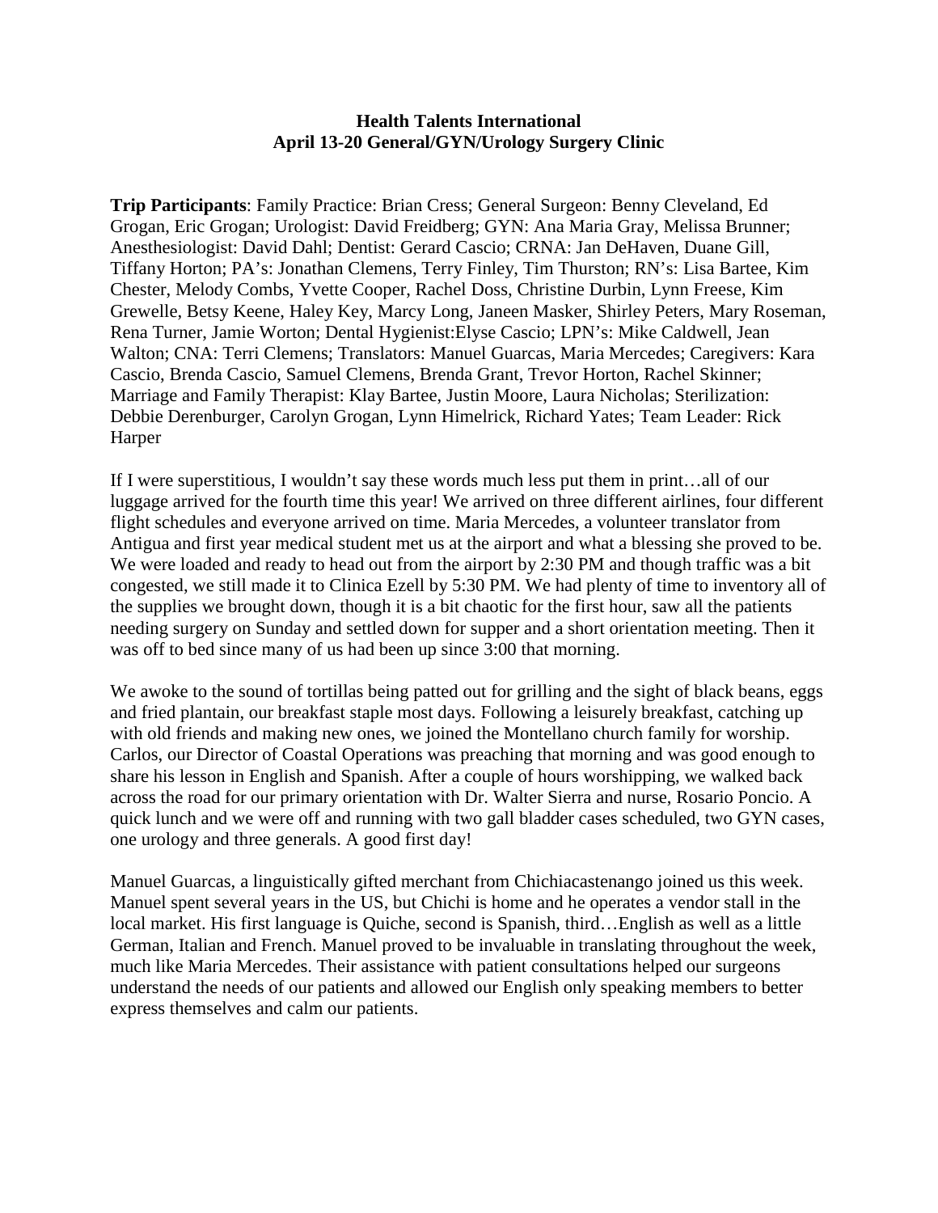**Health Talents International**
**April 13-20 General/GYN/Urology Surgery Clinic**

**Trip Participants**: Family Practice: Brian Cress; General Surgeon: Benny Cleveland, Ed Grogan, Eric Grogan; Urologist: David Freidberg; GYN: Ana Maria Gray, Melissa Brunner; Anesthesiologist: David Dahl; Dentist: Gerard Cascio; CRNA: Jan DeHaven, Duane Gill, Tiffany Horton; PA's: Jonathan Clemens, Terry Finley, Tim Thurston; RN's: Lisa Bartee, Kim Chester, Melody Combs, Yvette Cooper, Rachel Doss, Christine Durbin, Lynn Freese, Kim Grewelle, Betsy Keene, Haley Key, Marcy Long, Janeen Masker, Shirley Peters, Mary Roseman, Rena Turner, Jamie Worton; Dental Hygienist:Elyse Cascio; LPN's: Mike Caldwell, Jean Walton; CNA: Terri Clemens; Translators: Manuel Guarcas, Maria Mercedes; Caregivers: Kara Cascio, Brenda Cascio, Samuel Clemens, Brenda Grant, Trevor Horton, Rachel Skinner; Marriage and Family Therapist: Klay Bartee, Justin Moore, Laura Nicholas; Sterilization: Debbie Derenburger, Carolyn Grogan, Lynn Himelrick, Richard Yates; Team Leader: Rick Harper

If I were superstitious, I wouldn't say these words much less put them in print…all of our luggage arrived for the fourth time this year! We arrived on three different airlines, four different flight schedules and everyone arrived on time. Maria Mercedes, a volunteer translator from Antigua and first year medical student met us at the airport and what a blessing she proved to be. We were loaded and ready to head out from the airport by 2:30 PM and though traffic was a bit congested, we still made it to Clinica Ezell by 5:30 PM. We had plenty of time to inventory all of the supplies we brought down, though it is a bit chaotic for the first hour, saw all the patients needing surgery on Sunday and settled down for supper and a short orientation meeting. Then it was off to bed since many of us had been up since 3:00 that morning.

We awoke to the sound of tortillas being patted out for grilling and the sight of black beans, eggs and fried plantain, our breakfast staple most days. Following a leisurely breakfast, catching up with old friends and making new ones, we joined the Montellano church family for worship. Carlos, our Director of Coastal Operations was preaching that morning and was good enough to share his lesson in English and Spanish. After a couple of hours worshipping, we walked back across the road for our primary orientation with Dr. Walter Sierra and nurse, Rosario Poncio. A quick lunch and we were off and running with two gall bladder cases scheduled, two GYN cases, one urology and three generals. A good first day!

Manuel Guarcas, a linguistically gifted merchant from Chichiacastenango joined us this week. Manuel spent several years in the US, but Chichi is home and he operates a vendor stall in the local market. His first language is Quiche, second is Spanish, third…English as well as a little German, Italian and French. Manuel proved to be invaluable in translating throughout the week, much like Maria Mercedes. Their assistance with patient consultations helped our surgeons understand the needs of our patients and allowed our English only speaking members to better express themselves and calm our patients.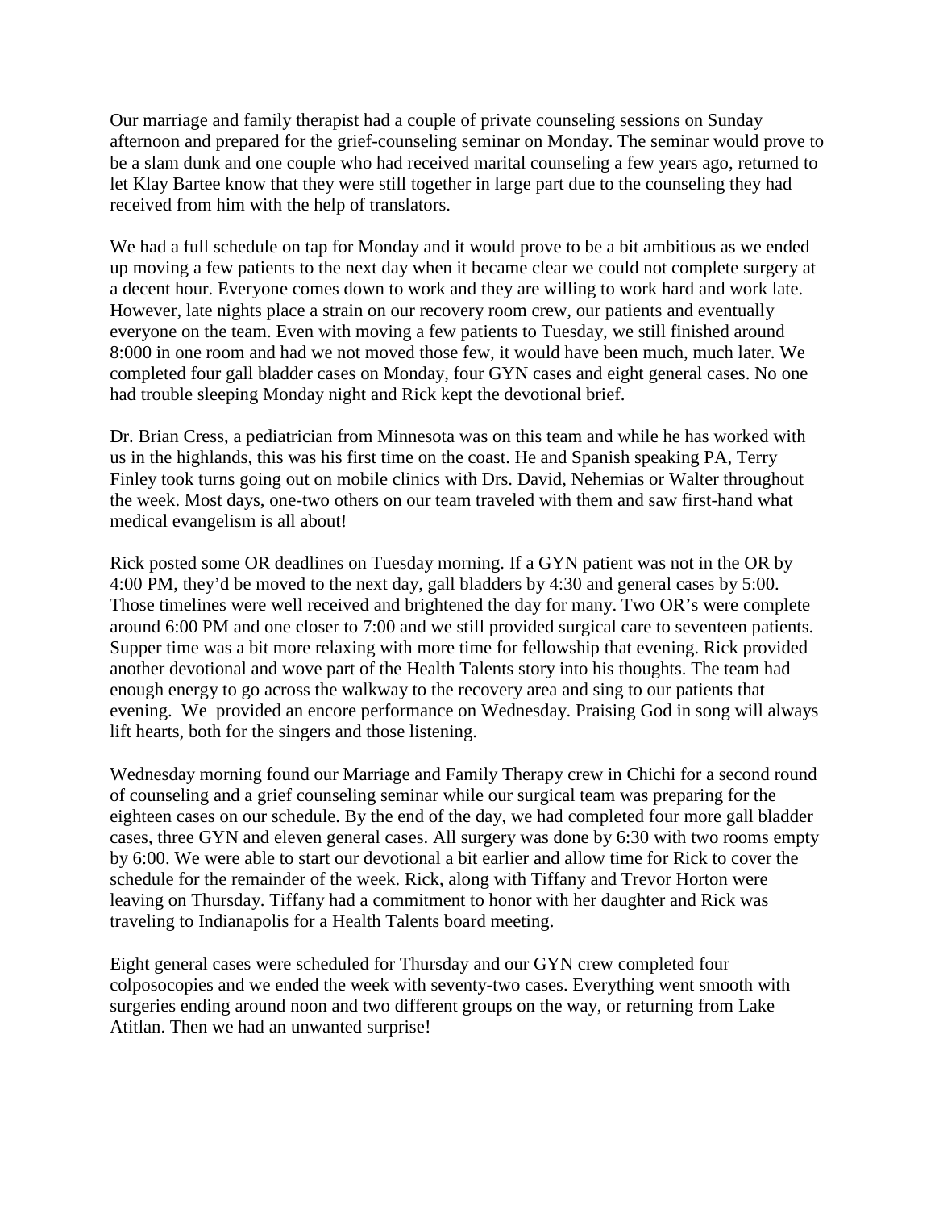Our marriage and family therapist had a couple of private counseling sessions on Sunday afternoon and prepared for the grief-counseling seminar on Monday. The seminar would prove to be a slam dunk and one couple who had received marital counseling a few years ago, returned to let Klay Bartee know that they were still together in large part due to the counseling they had received from him with the help of translators.

We had a full schedule on tap for Monday and it would prove to be a bit ambitious as we ended up moving a few patients to the next day when it became clear we could not complete surgery at a decent hour. Everyone comes down to work and they are willing to work hard and work late. However, late nights place a strain on our recovery room crew, our patients and eventually everyone on the team. Even with moving a few patients to Tuesday, we still finished around 8:000 in one room and had we not moved those few, it would have been much, much later. We completed four gall bladder cases on Monday, four GYN cases and eight general cases. No one had trouble sleeping Monday night and Rick kept the devotional brief.

Dr. Brian Cress, a pediatrician from Minnesota was on this team and while he has worked with us in the highlands, this was his first time on the coast. He and Spanish speaking PA, Terry Finley took turns going out on mobile clinics with Drs. David, Nehemias or Walter throughout the week. Most days, one-two others on our team traveled with them and saw first-hand what medical evangelism is all about!

Rick posted some OR deadlines on Tuesday morning. If a GYN patient was not in the OR by 4:00 PM, they'd be moved to the next day, gall bladders by 4:30 and general cases by 5:00. Those timelines were well received and brightened the day for many. Two OR's were complete around 6:00 PM and one closer to 7:00 and we still provided surgical care to seventeen patients. Supper time was a bit more relaxing with more time for fellowship that evening. Rick provided another devotional and wove part of the Health Talents story into his thoughts. The team had enough energy to go across the walkway to the recovery area and sing to our patients that evening. We provided an encore performance on Wednesday. Praising God in song will always lift hearts, both for the singers and those listening.

Wednesday morning found our Marriage and Family Therapy crew in Chichi for a second round of counseling and a grief counseling seminar while our surgical team was preparing for the eighteen cases on our schedule. By the end of the day, we had completed four more gall bladder cases, three GYN and eleven general cases. All surgery was done by 6:30 with two rooms empty by 6:00. We were able to start our devotional a bit earlier and allow time for Rick to cover the schedule for the remainder of the week. Rick, along with Tiffany and Trevor Horton were leaving on Thursday. Tiffany had a commitment to honor with her daughter and Rick was traveling to Indianapolis for a Health Talents board meeting.

Eight general cases were scheduled for Thursday and our GYN crew completed four colposocopies and we ended the week with seventy-two cases. Everything went smooth with surgeries ending around noon and two different groups on the way, or returning from Lake Atitlan. Then we had an unwanted surprise!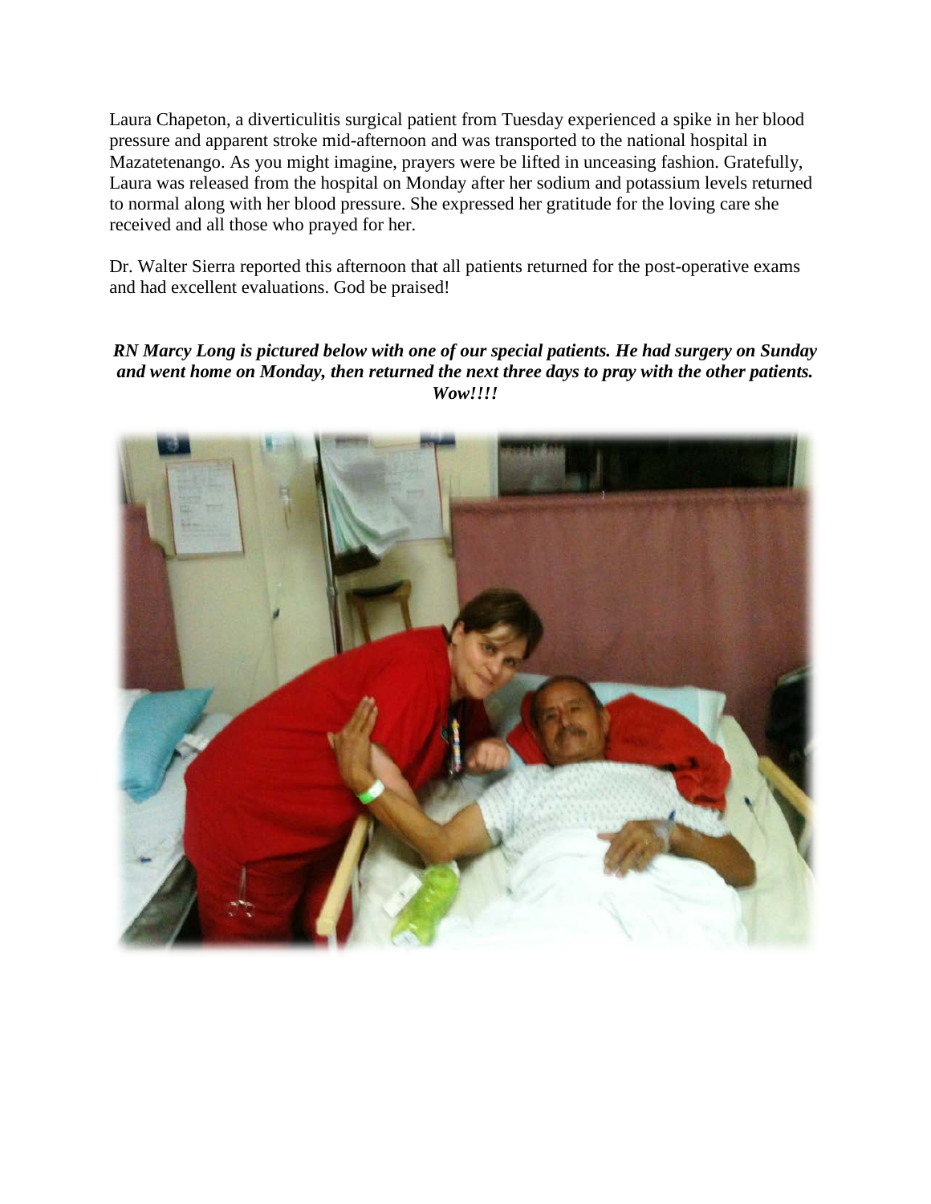Laura Chapeton, a diverticulitis surgical patient from Tuesday experienced a spike in her blood pressure and apparent stroke mid-afternoon and was transported to the national hospital in Mazatetenango. As you might imagine, prayers were be lifted in unceasing fashion. Gratefully, Laura was released from the hospital on Monday after her sodium and potassium levels returned to normal along with her blood pressure. She expressed her gratitude for the loving care she received and all those who prayed for her.

Dr. Walter Sierra reported this afternoon that all patients returned for the post-operative exams and had excellent evaluations. God be praised!

***RN Marcy Long is pictured below with one of our special patients. He had surgery on Sunday and went home on Monday, then returned the next three days to pray with the other patients. Wow!!!!***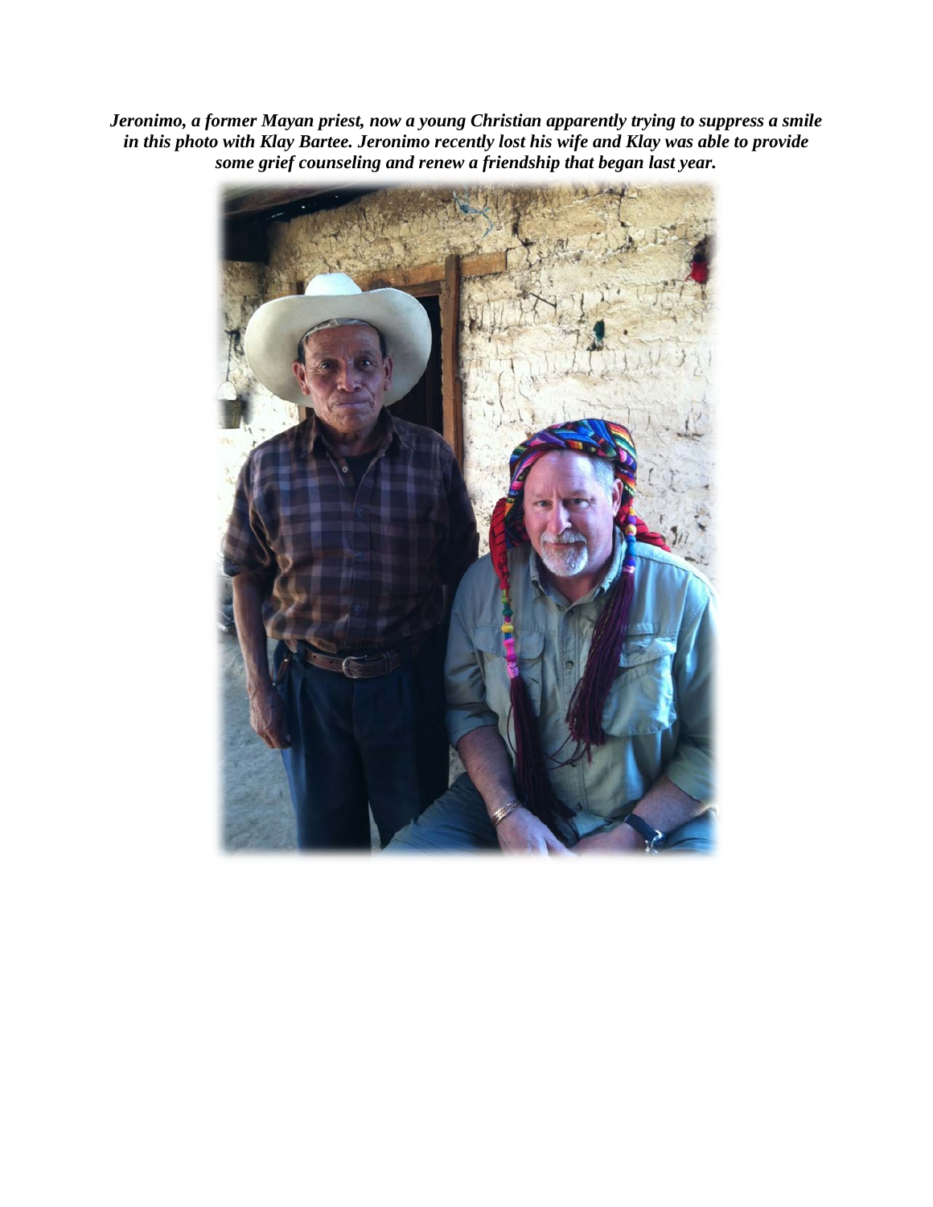***Jeronimo, a former Mayan priest, now a young Christian apparently trying to suppress a smile in this photo with Klay Bartee. Jeronimo recently lost his wife and Klay was able to provide some grief counseling and renew a friendship that began last year.***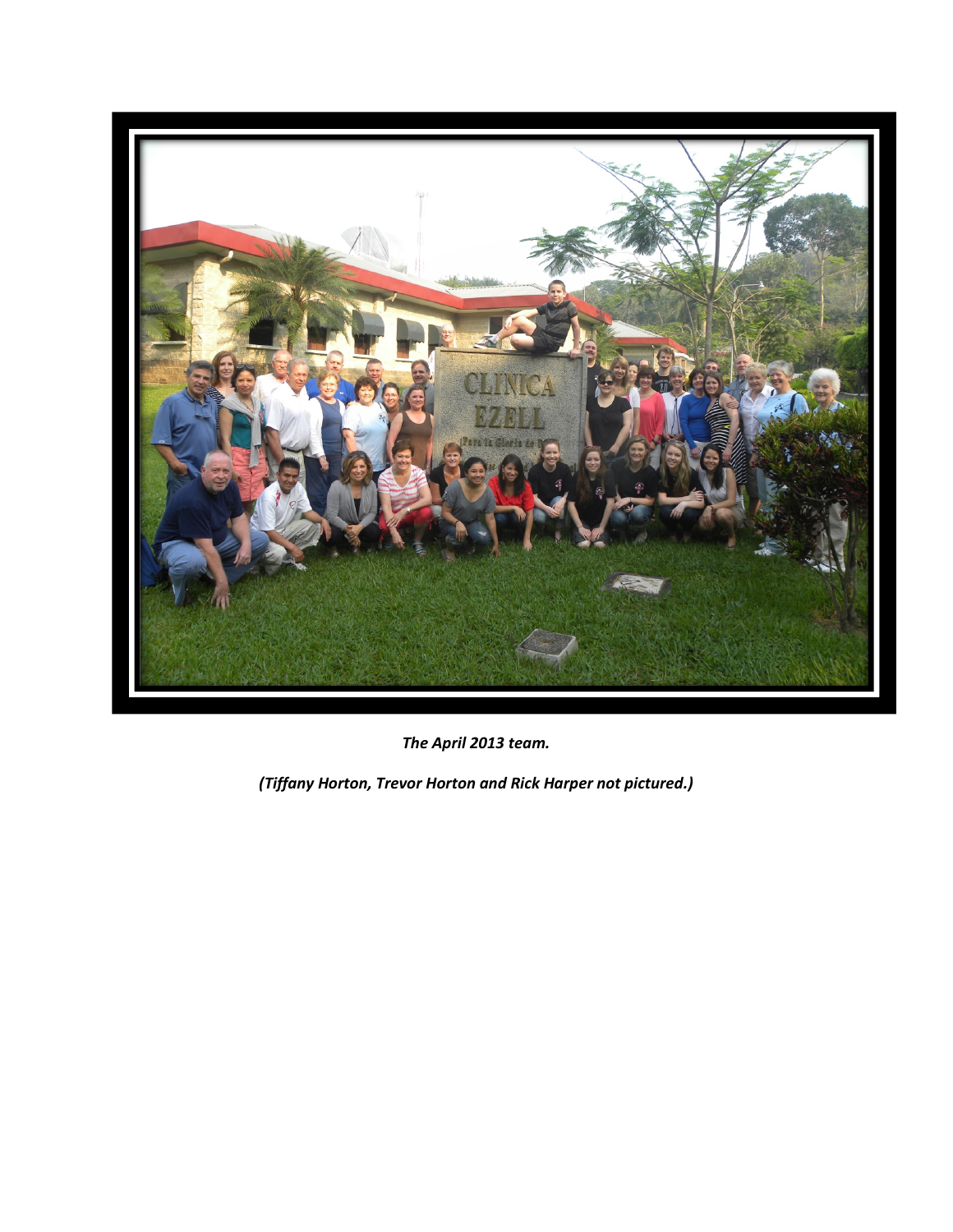*The April 2013 team.*

*(Tiffany Horton, Trevor Horton and Rick Harper not pictured.)*